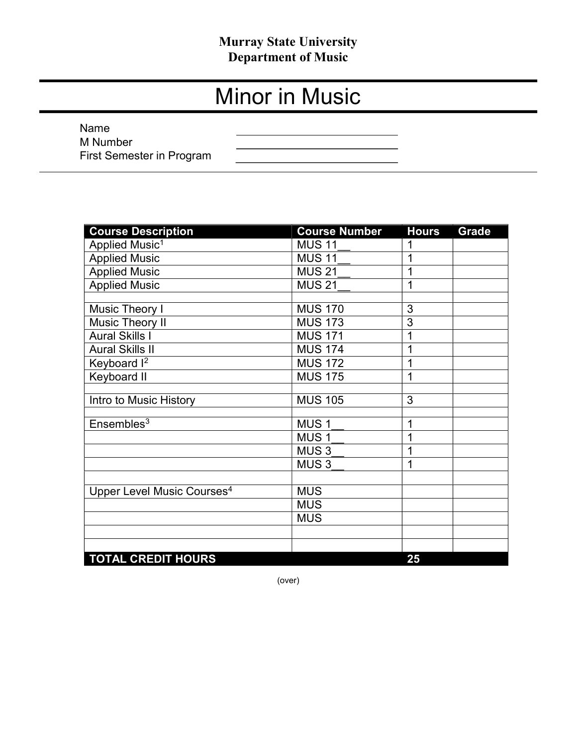**Murray State University**
**Department of Music**

# Minor in Music

Name \_\_\_\_\_\_\_\_\_\_\_\_\_\_\_\_\_\_\_\_\_\_\_\_\_\_

M Number \_\_\_\_\_\_\_\_\_\_\_\_\_\_\_\_\_\_\_\_\_\_\_\_\_\_

First Semester in Program \_\_\_\_\_\_\_\_\_\_\_\_\_\_\_\_\_\_\_\_\_\_\_\_\_\_

| Course Description | Course Number | Hours | Grade |
|---|---|---|---|
| Applied Music[1] | MUS 11__ | 1 | |
| Applied Music | MUS 11__ | 1 | |
| Applied Music | MUS 21__ | 1 | |
| Applied Music | MUS 21__ | 1 | |
| | | | |
| Music Theory I | MUS 170 | 3 | |
| Music Theory II | MUS 173 | 3 | |
| Aural Skills I | MUS 171 | 1 | |
| Aural Skills II | MUS 174 | 1 | |
| Keyboard I[2] | MUS 172 | 1 | |
| Keyboard II | MUS 175 | 1 | |
| | | | |
| Intro to Music History | MUS 105 | 3 | |
| | | | |
| Ensembles[3] | MUS 1__ | 1 | |
| | MUS 1__ | 1 | |
| | MUS 3__ | 1 | |
| | MUS 3__ | 1 | |
| | | | |
| Upper Level Music Courses[4] | MUS | | |
| | MUS | | |
| | MUS | | |
| | | | |
| | | | |
| **TOTAL CREDIT HOURS** | | **25** | |

(over)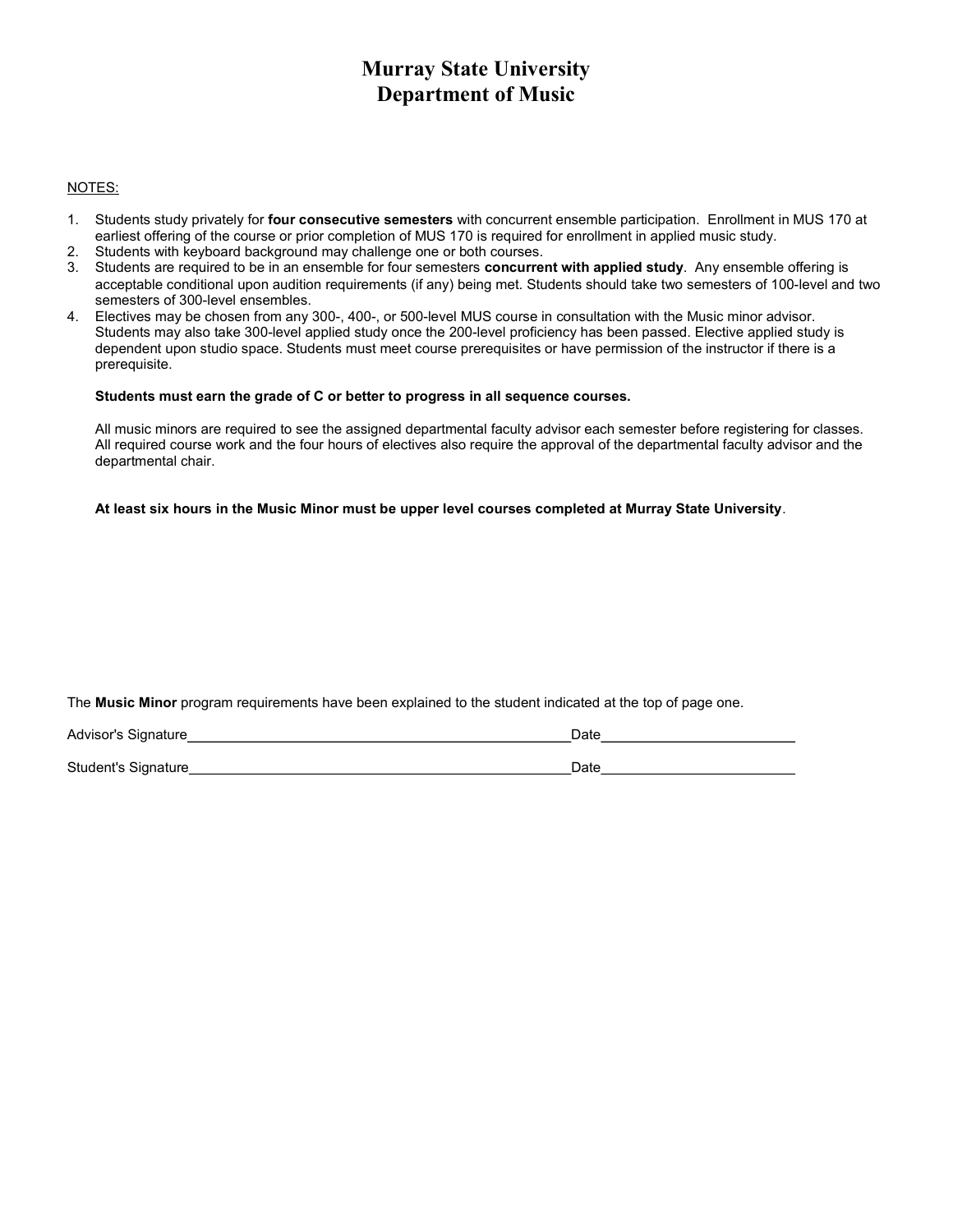# Murray State University
# Department of Music

NOTES:

1. Students study privately for **four consecutive semesters** with concurrent ensemble participation. Enrollment in MUS 170 at earliest offering of the course or prior completion of MUS 170 is required for enrollment in applied music study.
2. Students with keyboard background may challenge one or both courses.
3. Students are required to be in an ensemble for four semesters **concurrent with applied study**. Any ensemble offering is acceptable conditional upon audition requirements (if any) being met. Students should take two semesters of 100-level and two semesters of 300-level ensembles.
4. Electives may be chosen from any 300-, 400-, or 500-level MUS course in consultation with the Music minor advisor. Students may also take 300-level applied study once the 200-level proficiency has been passed. Elective applied study is dependent upon studio space. Students must meet course prerequisites or have permission of the instructor if there is a prerequisite.

   **Students must earn the grade of C or better to progress in all sequence courses.**

   All music minors are required to see the assigned departmental faculty advisor each semester before registering for classes. All required course work and the four hours of electives also require the approval of the departmental faculty advisor and the departmental chair.

   **At least six hours in the Music Minor must be upper level courses completed at Murray State University**.

The **Music Minor** program requirements have been explained to the student indicated at the top of page one.

Advisor's Signature\_\_\_\_\_\_\_\_\_\_\_\_\_\_\_\_\_\_\_\_\_\_\_\_\_\_\_\_\_\_\_\_\_\_\_\_\_\_\_\_\_\_\_\_\_\_\_\_Date\_\_\_\_\_\_\_\_\_\_\_\_\_\_\_\_\_\_\_\_\_\_\_\_\_\_

Student's Signature\_\_\_\_\_\_\_\_\_\_\_\_\_\_\_\_\_\_\_\_\_\_\_\_\_\_\_\_\_\_\_\_\_\_\_\_\_\_\_\_\_\_\_\_\_\_\_\_Date\_\_\_\_\_\_\_\_\_\_\_\_\_\_\_\_\_\_\_\_\_\_\_\_\_\_